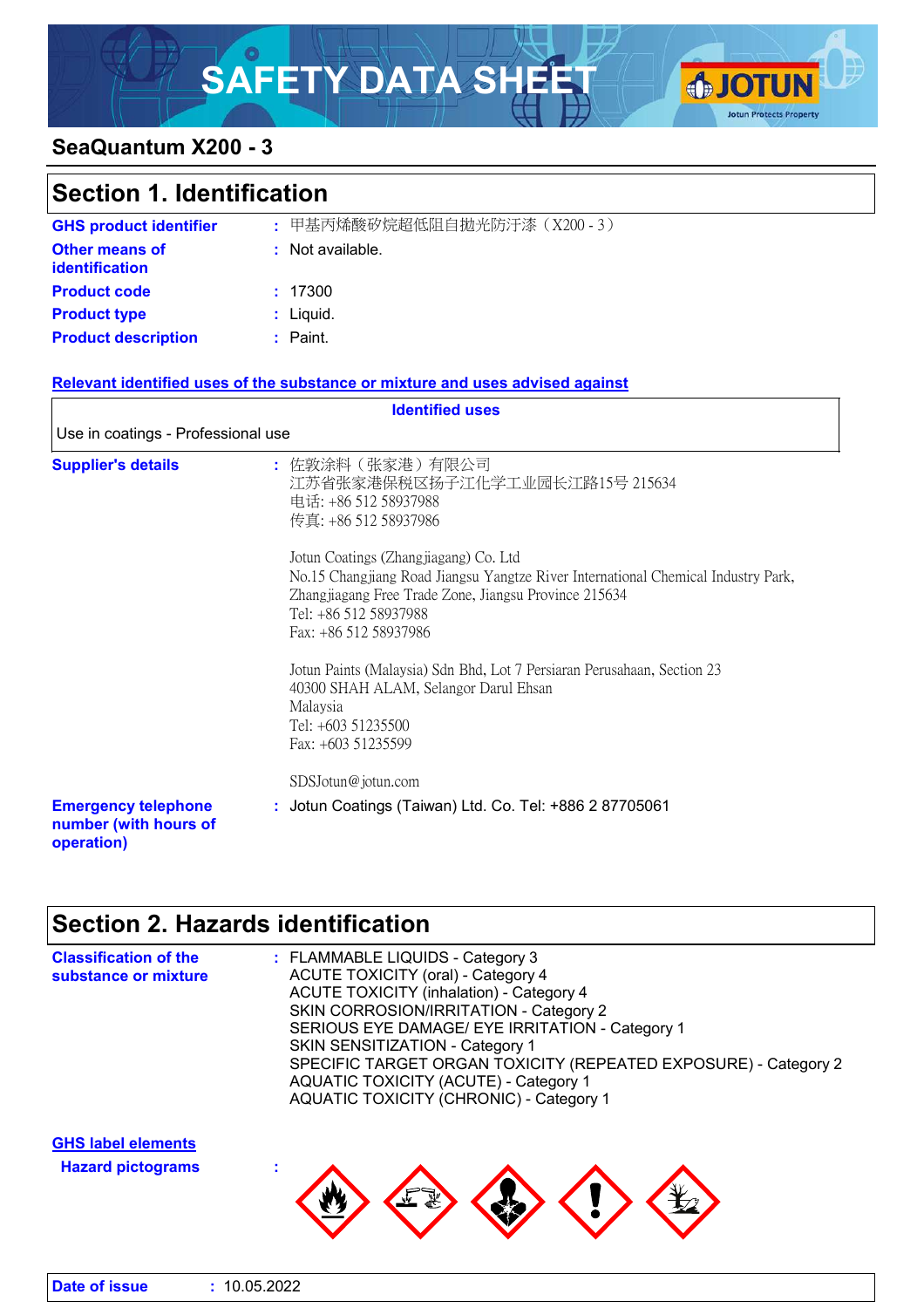# SAFETY DATA SHEET

## SeaQuantum X200 - 3

## Section 1. Identification

**GHS product identifier** : 甲基丙烯酸矽烷超低阻自拋光防汙漆（X200 - 3）

**Other means of identification** : Not available.

**Product code** : 17300

**Product type** : Liquid.

**Product description** : Paint.

**Relevant identified uses of the substance or mixture and uses advised against**

| Identified uses |
|---|
| Use in coatings - Professional use |

**Supplier's details** : 佐敦涂料（张家港）有限公司
江苏省张家港保税区扬子江化学工业园长江路15号 215634
电话: +86 512 58937988
传真: +86 512 58937986

Jotun Coatings (Zhangjiagang) Co. Ltd
No.15 Changjiang Road Jiangsu Yangtze River International Chemical Industry Park, Zhangjiagang Free Trade Zone, Jiangsu Province 215634
Tel: +86 512 58937988
Fax: +86 512 58937986

Jotun Paints (Malaysia) Sdn Bhd, Lot 7 Persiaran Perusahaan, Section 23
40300 SHAH ALAM, Selangor Darul Ehsan
Malaysia
Tel: +603 51235500
Fax: +603 51235599

SDSJotun@jotun.com

**Emergency telephone number (with hours of operation)** : Jotun Coatings (Taiwan) Ltd. Co. Tel: +886 2 87705061

## Section 2. Hazards identification

**Classification of the substance or mixture** :
FLAMMABLE LIQUIDS - Category 3
ACUTE TOXICITY (oral) - Category 4
ACUTE TOXICITY (inhalation) - Category 4
SKIN CORROSION/IRRITATION - Category 2
SERIOUS EYE DAMAGE/ EYE IRRITATION - Category 1
SKIN SENSITIZATION - Category 1
SPECIFIC TARGET ORGAN TOXICITY (REPEATED EXPOSURE) - Category 2
AQUATIC TOXICITY (ACUTE) - Category 1
AQUATIC TOXICITY (CHRONIC) - Category 1

**GHS label elements**

**Hazard pictograms** :

**Date of issue** : 10.05.2022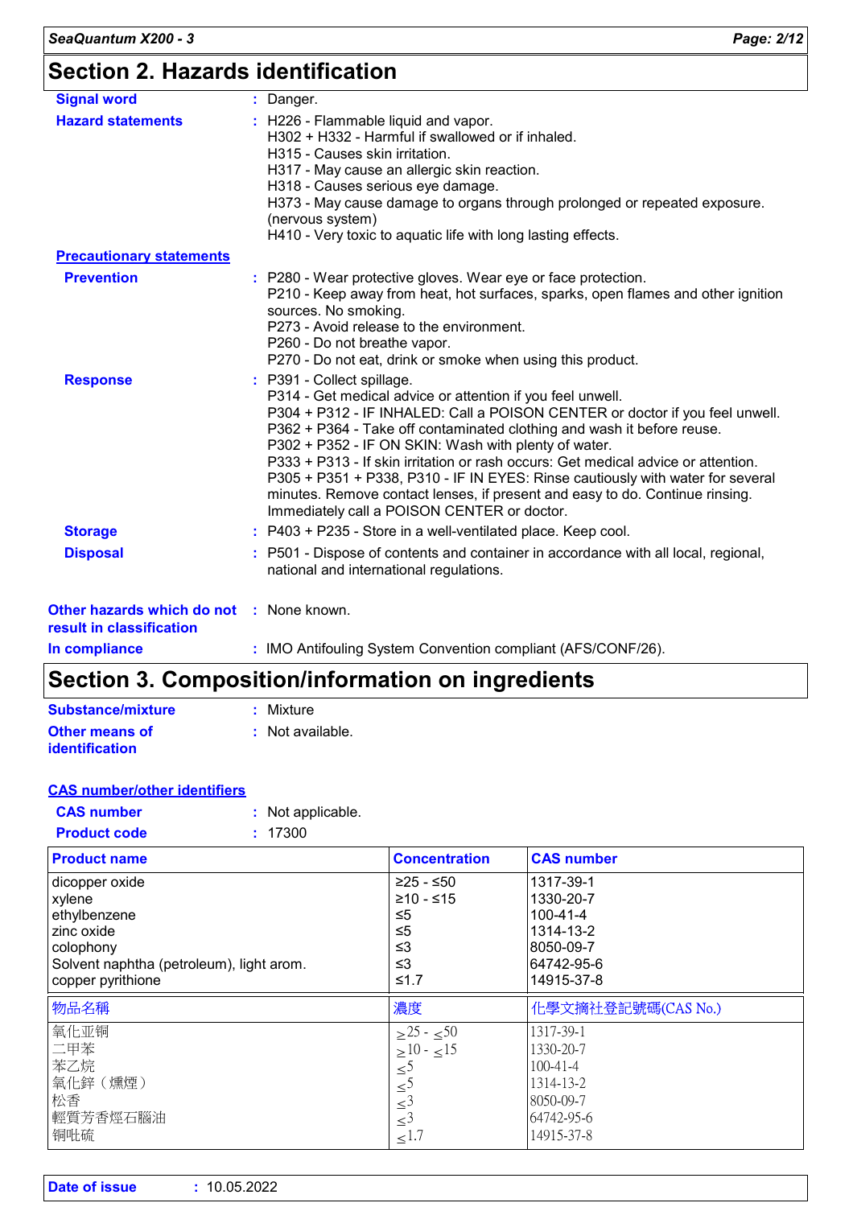## Section 2. Hazards identification

**Signal word** : Danger.

**Hazard statements** : H226 - Flammable liquid and vapor.
H302 + H332 - Harmful if swallowed or if inhaled.
H315 - Causes skin irritation.
H317 - May cause an allergic skin reaction.
H318 - Causes serious eye damage.
H373 - May cause damage to organs through prolonged or repeated exposure. (nervous system)
H410 - Very toxic to aquatic life with long lasting effects.

**Precautionary statements**

**Prevention** : P280 - Wear protective gloves. Wear eye or face protection.
P210 - Keep away from heat, hot surfaces, sparks, open flames and other ignition sources. No smoking.
P273 - Avoid release to the environment.
P260 - Do not breathe vapor.
P270 - Do not eat, drink or smoke when using this product.

**Response** : P391 - Collect spillage.
P314 - Get medical advice or attention if you feel unwell.
P304 + P312 - IF INHALED: Call a POISON CENTER or doctor if you feel unwell.
P362 + P364 - Take off contaminated clothing and wash it before reuse.
P302 + P352 - IF ON SKIN: Wash with plenty of water.
P333 + P313 - If skin irritation or rash occurs: Get medical advice or attention.
P305 + P351 + P338, P310 - IF IN EYES: Rinse cautiously with water for several minutes. Remove contact lenses, if present and easy to do. Continue rinsing. Immediately call a POISON CENTER or doctor.

**Storage** : P403 + P235 - Store in a well-ventilated place. Keep cool.

**Disposal** : P501 - Dispose of contents and container in accordance with all local, regional, national and international regulations.

**Other hazards which do not result in classification** : None known.

**In compliance** : IMO Antifouling System Convention compliant (AFS/CONF/26).

## Section 3. Composition/information on ingredients

**Substance/mixture** : Mixture

**Other means of identification** : Not available.

**CAS number/other identifiers**

**CAS number** : Not applicable.

**Product code** : 17300

| Product name | Concentration | CAS number |
|---|---|---|
| dicopper oxide | ≥25 - ≤50 | 1317-39-1 |
| xylene | ≥10 - ≤15 | 1330-20-7 |
| ethylbenzene | ≤5 | 100-41-4 |
| zinc oxide | ≤5 | 1314-13-2 |
| colophony | ≤3 | 8050-09-7 |
| Solvent naphtha (petroleum), light arom. | ≤3 | 64742-95-6 |
| copper pyrithione | ≤1.7 | 14915-37-8 |

| 物品名稱 | 濃度 | 化學文摘社登記號碼(CAS No.) |
|---|---|---|
| 氧化亚铜 | ≥25 - ≤50 | 1317-39-1 |
| 二甲苯 | ≥10 - ≤15 | 1330-20-7 |
| 苯乙烷 | ≤5 | 100-41-4 |
| 氧化鋅（燻煙） | ≤5 | 1314-13-2 |
| 松香 | ≤3 | 8050-09-7 |
| 輕質芳香烴石腦油 | ≤3 | 64742-95-6 |
| 铜吡硫 | ≤1.7 | 14915-37-8 |

**Date of issue** : 10.05.2022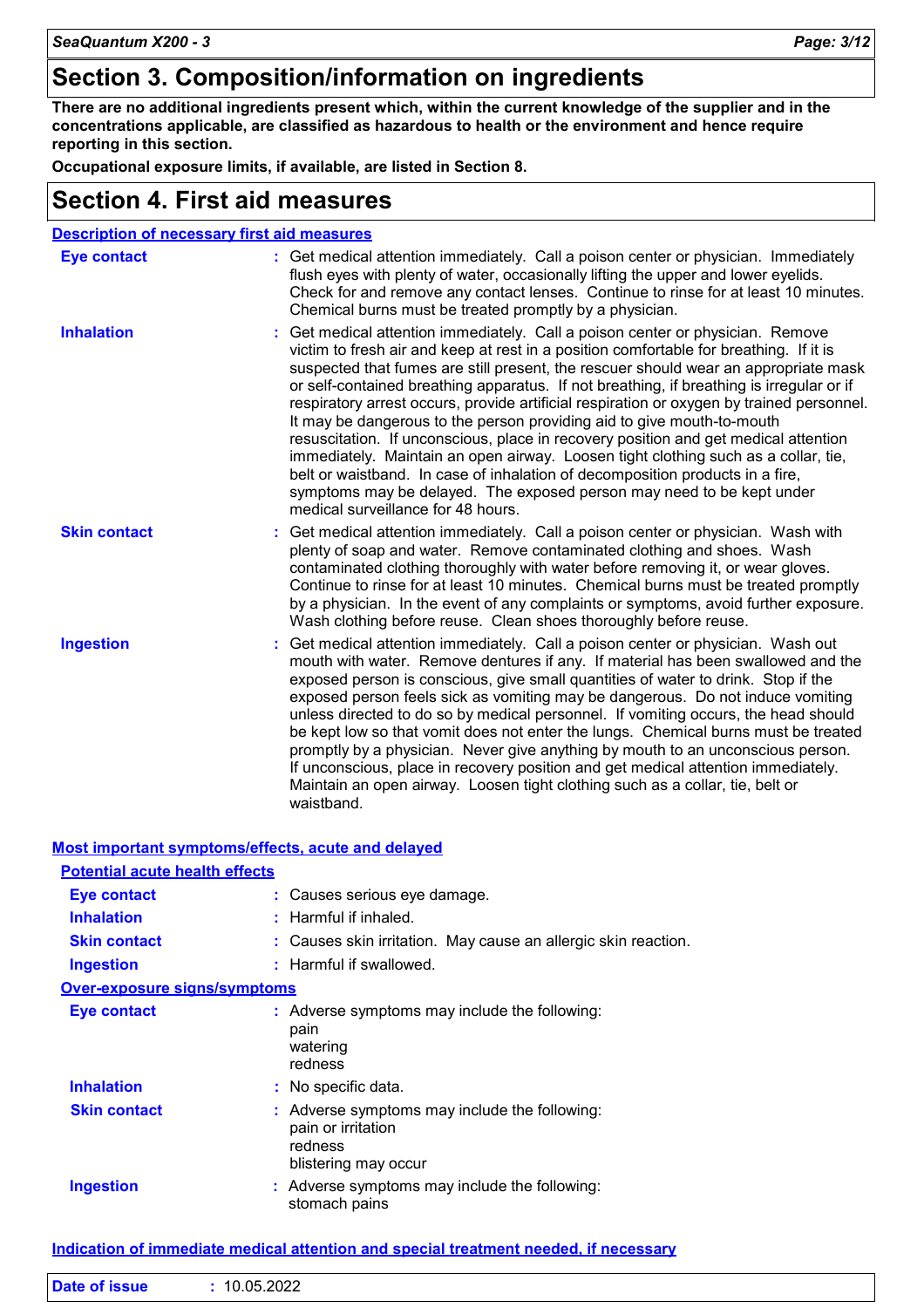# Section 3. Composition/information on ingredients

**There are no additional ingredients present which, within the current knowledge of the supplier and in the concentrations applicable, are classified as hazardous to health or the environment and hence require reporting in this section.**

**Occupational exposure limits, if available, are listed in Section 8.**

# Section 4. First aid measures

## Description of necessary first aid measures

**Eye contact** : Get medical attention immediately. Call a poison center or physician. Immediately flush eyes with plenty of water, occasionally lifting the upper and lower eyelids. Check for and remove any contact lenses. Continue to rinse for at least 10 minutes. Chemical burns must be treated promptly by a physician.

**Inhalation** : Get medical attention immediately. Call a poison center or physician. Remove victim to fresh air and keep at rest in a position comfortable for breathing. If it is suspected that fumes are still present, the rescuer should wear an appropriate mask or self-contained breathing apparatus. If not breathing, if breathing is irregular or if respiratory arrest occurs, provide artificial respiration or oxygen by trained personnel. It may be dangerous to the person providing aid to give mouth-to-mouth resuscitation. If unconscious, place in recovery position and get medical attention immediately. Maintain an open airway. Loosen tight clothing such as a collar, tie, belt or waistband. In case of inhalation of decomposition products in a fire, symptoms may be delayed. The exposed person may need to be kept under medical surveillance for 48 hours.

**Skin contact** : Get medical attention immediately. Call a poison center or physician. Wash with plenty of soap and water. Remove contaminated clothing and shoes. Wash contaminated clothing thoroughly with water before removing it, or wear gloves. Continue to rinse for at least 10 minutes. Chemical burns must be treated promptly by a physician. In the event of any complaints or symptoms, avoid further exposure. Wash clothing before reuse. Clean shoes thoroughly before reuse.

**Ingestion** : Get medical attention immediately. Call a poison center or physician. Wash out mouth with water. Remove dentures if any. If material has been swallowed and the exposed person is conscious, give small quantities of water to drink. Stop if the exposed person feels sick as vomiting may be dangerous. Do not induce vomiting unless directed to do so by medical personnel. If vomiting occurs, the head should be kept low so that vomit does not enter the lungs. Chemical burns must be treated promptly by a physician. Never give anything by mouth to an unconscious person. If unconscious, place in recovery position and get medical attention immediately. Maintain an open airway. Loosen tight clothing such as a collar, tie, belt or waistband.

## Most important symptoms/effects, acute and delayed

### Potential acute health effects

**Eye contact** : Causes serious eye damage.

**Inhalation** : Harmful if inhaled.

**Skin contact** : Causes skin irritation. May cause an allergic skin reaction.

**Ingestion** : Harmful if swallowed.

### Over-exposure signs/symptoms

**Eye contact** : Adverse symptoms may include the following:
pain
watering
redness

**Inhalation** : No specific data.

**Skin contact** : Adverse symptoms may include the following:
pain or irritation
redness
blistering may occur

**Ingestion** : Adverse symptoms may include the following:
stomach pains

## Indication of immediate medical attention and special treatment needed, if necessary

**Date of issue** : 10.05.2022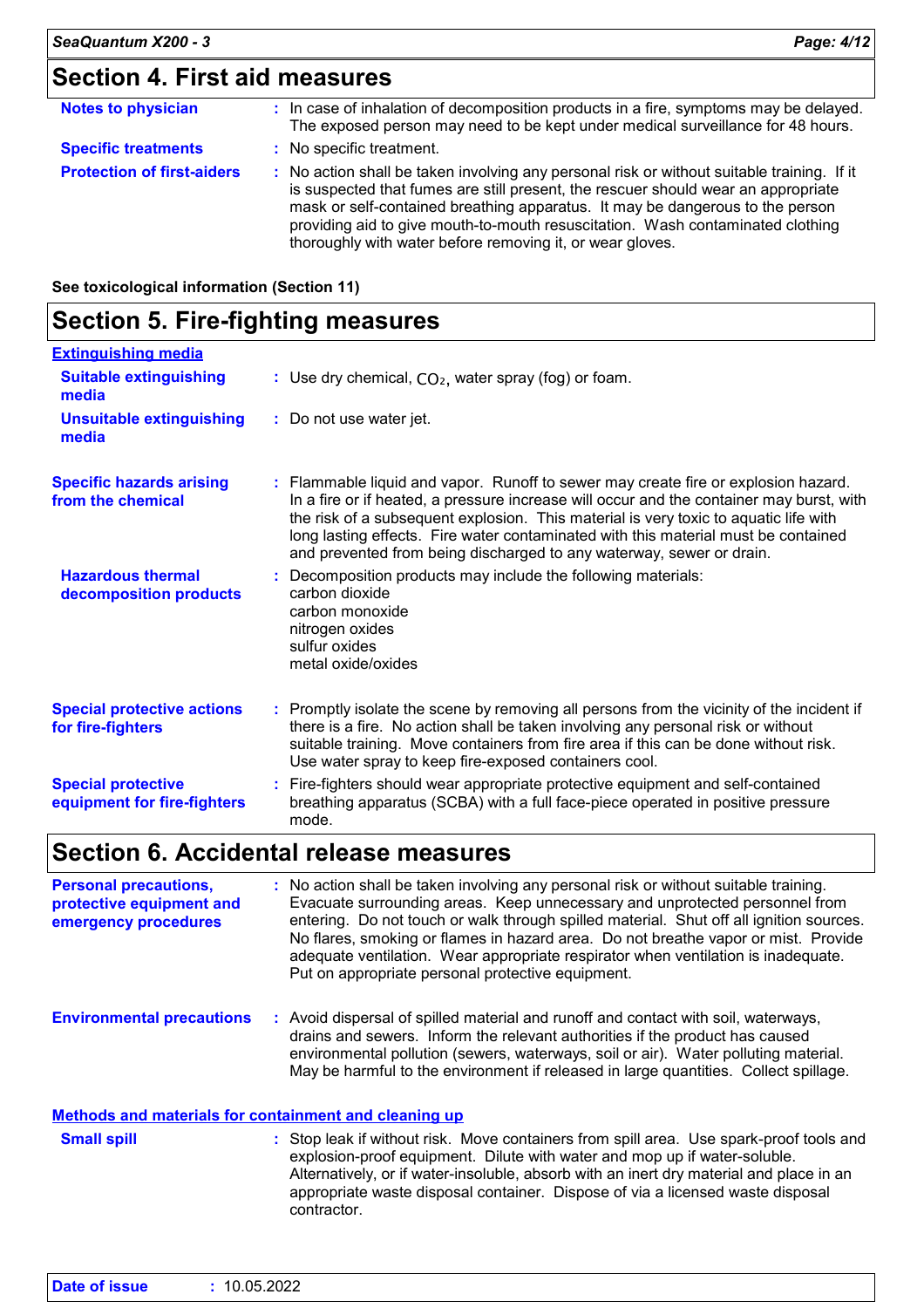## Section 4. First aid measures

**Notes to physician** : In case of inhalation of decomposition products in a fire, symptoms may be delayed. The exposed person may need to be kept under medical surveillance for 48 hours.

**Specific treatments** : No specific treatment.

**Protection of first-aiders** : No action shall be taken involving any personal risk or without suitable training. If it is suspected that fumes are still present, the rescuer should wear an appropriate mask or self-contained breathing apparatus. It may be dangerous to the person providing aid to give mouth-to-mouth resuscitation. Wash contaminated clothing thoroughly with water before removing it, or wear gloves.

**See toxicological information (Section 11)**

## Section 5. Fire-fighting measures

**Extinguishing media**

**Suitable extinguishing media** : Use dry chemical, $CO_2$, water spray (fog) or foam.

**Unsuitable extinguishing media** : Do not use water jet.

**Specific hazards arising from the chemical** : Flammable liquid and vapor. Runoff to sewer may create fire or explosion hazard. In a fire or if heated, a pressure increase will occur and the container may burst, with the risk of a subsequent explosion. This material is very toxic to aquatic life with long lasting effects. Fire water contaminated with this material must be contained and prevented from being discharged to any waterway, sewer or drain.

**Hazardous thermal decomposition products** : Decomposition products may include the following materials:
carbon dioxide
carbon monoxide
nitrogen oxides
sulfur oxides
metal oxide/oxides

**Special protective actions for fire-fighters** : Promptly isolate the scene by removing all persons from the vicinity of the incident if there is a fire. No action shall be taken involving any personal risk or without suitable training. Move containers from fire area if this can be done without risk. Use water spray to keep fire-exposed containers cool.

**Special protective equipment for fire-fighters** : Fire-fighters should wear appropriate protective equipment and self-contained breathing apparatus (SCBA) with a full face-piece operated in positive pressure mode.

## Section 6. Accidental release measures

**Personal precautions, protective equipment and emergency procedures** : No action shall be taken involving any personal risk or without suitable training. Evacuate surrounding areas. Keep unnecessary and unprotected personnel from entering. Do not touch or walk through spilled material. Shut off all ignition sources. No flares, smoking or flames in hazard area. Do not breathe vapor or mist. Provide adequate ventilation. Wear appropriate respirator when ventilation is inadequate. Put on appropriate personal protective equipment.

**Environmental precautions** : Avoid dispersal of spilled material and runoff and contact with soil, waterways, drains and sewers. Inform the relevant authorities if the product has caused environmental pollution (sewers, waterways, soil or air). Water polluting material. May be harmful to the environment if released in large quantities. Collect spillage.

**Methods and materials for containment and cleaning up**

**Small spill** : Stop leak if without risk. Move containers from spill area. Use spark-proof tools and explosion-proof equipment. Dilute with water and mop up if water-soluble. Alternatively, or if water-insoluble, absorb with an inert dry material and place in an appropriate waste disposal container. Dispose of via a licensed waste disposal contractor.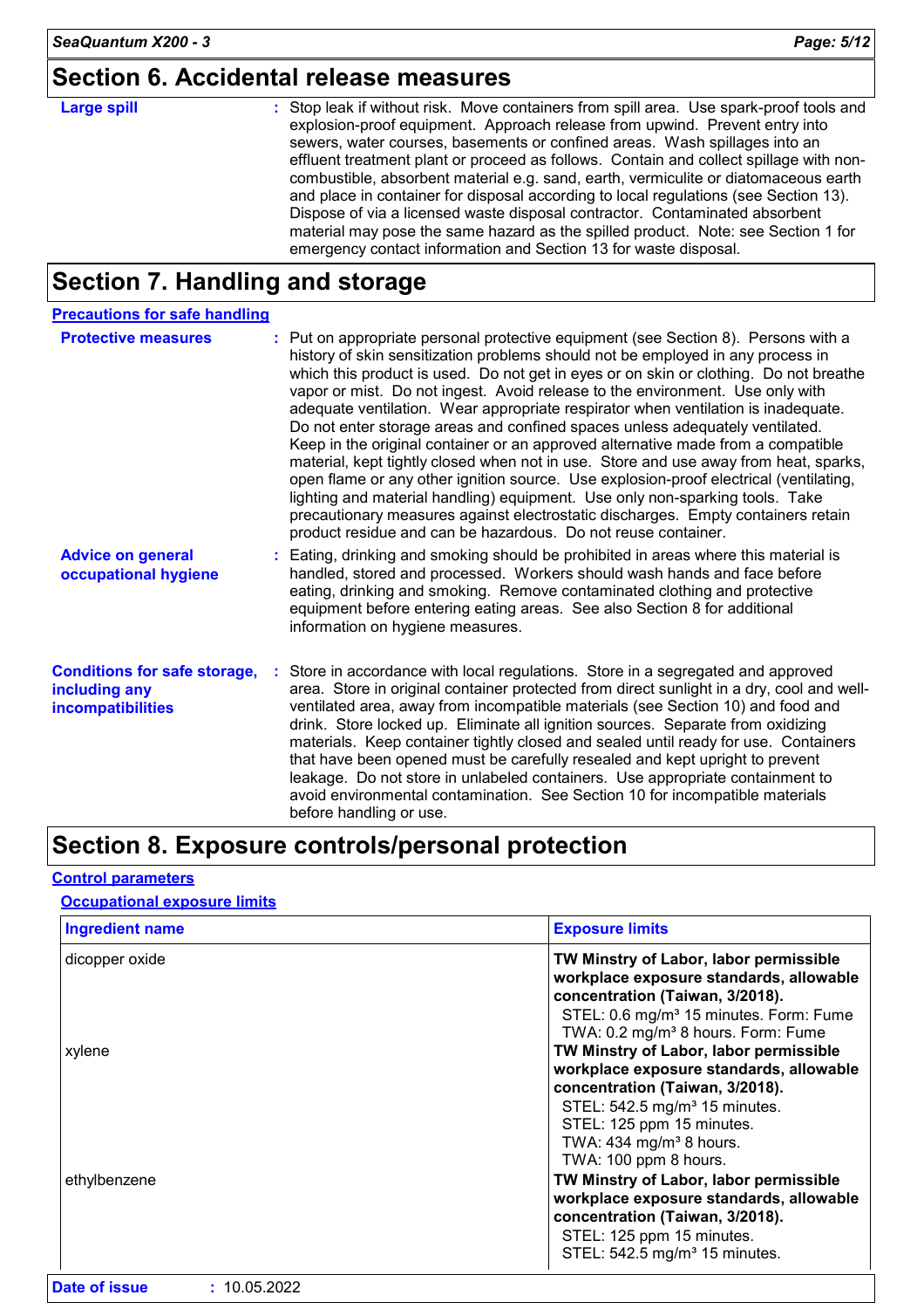## Section 6. Accidental release measures

**Large spill** : Stop leak if without risk. Move containers from spill area. Use spark-proof tools and explosion-proof equipment. Approach release from upwind. Prevent entry into sewers, water courses, basements or confined areas. Wash spillages into an effluent treatment plant or proceed as follows. Contain and collect spillage with non-combustible, absorbent material e.g. sand, earth, vermiculite or diatomaceous earth and place in container for disposal according to local regulations (see Section 13). Dispose of via a licensed waste disposal contractor. Contaminated absorbent material may pose the same hazard as the spilled product. Note: see Section 1 for emergency contact information and Section 13 for waste disposal.

## Section 7. Handling and storage

### Precautions for safe handling

**Protective measures** : Put on appropriate personal protective equipment (see Section 8). Persons with a history of skin sensitization problems should not be employed in any process in which this product is used. Do not get in eyes or on skin or clothing. Do not breathe vapor or mist. Do not ingest. Avoid release to the environment. Use only with adequate ventilation. Wear appropriate respirator when ventilation is inadequate. Do not enter storage areas and confined spaces unless adequately ventilated. Keep in the original container or an approved alternative made from a compatible material, kept tightly closed when not in use. Store and use away from heat, sparks, open flame or any other ignition source. Use explosion-proof electrical (ventilating, lighting and material handling) equipment. Use only non-sparking tools. Take precautionary measures against electrostatic discharges. Empty containers retain product residue and can be hazardous. Do not reuse container.

**Advice on general occupational hygiene** : Eating, drinking and smoking should be prohibited in areas where this material is handled, stored and processed. Workers should wash hands and face before eating, drinking and smoking. Remove contaminated clothing and protective equipment before entering eating areas. See also Section 8 for additional information on hygiene measures.

**Conditions for safe storage, including any incompatibilities** : Store in accordance with local regulations. Store in a segregated and approved area. Store in original container protected from direct sunlight in a dry, cool and well-ventilated area, away from incompatible materials (see Section 10) and food and drink. Store locked up. Eliminate all ignition sources. Separate from oxidizing materials. Keep container tightly closed and sealed until ready for use. Containers that have been opened must be carefully resealed and kept upright to prevent leakage. Do not store in unlabeled containers. Use appropriate containment to avoid environmental contamination. See Section 10 for incompatible materials before handling or use.

## Section 8. Exposure controls/personal protection

### Control parameters

#### Occupational exposure limits

| Ingredient name | Exposure limits |
|---|---|
| dicopper oxide | **TW Minstry of Labor, labor permissible workplace exposure standards, allowable concentration (Taiwan, 3/2018).**<br>STEL: 0.6 mg/m³ 15 minutes. Form: Fume<br>TWA: 0.2 mg/m³ 8 hours. Form: Fume |
| xylene | **TW Minstry of Labor, labor permissible workplace exposure standards, allowable concentration (Taiwan, 3/2018).**<br>STEL: 542.5 mg/m³ 15 minutes.<br>STEL: 125 ppm 15 minutes.<br>TWA: 434 mg/m³ 8 hours.<br>TWA: 100 ppm 8 hours. |
| ethylbenzene | **TW Minstry of Labor, labor permissible workplace exposure standards, allowable concentration (Taiwan, 3/2018).**<br>STEL: 125 ppm 15 minutes.<br>STEL: 542.5 mg/m³ 15 minutes. |

**Date of issue** : 10.05.2022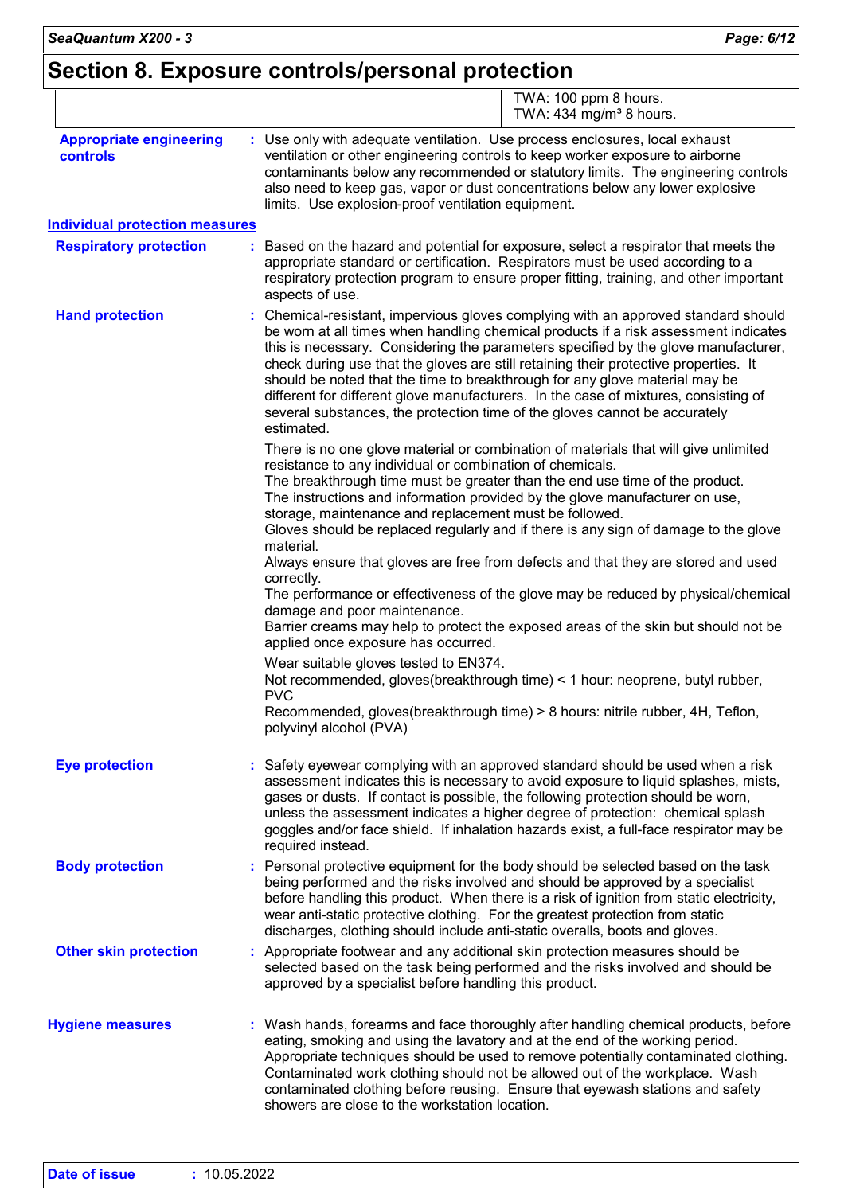## Section 8. Exposure controls/personal protection

| | |
|---|---|
| | TWA: 100 ppm 8 hours.<br>TWA: 434 mg/m³ 8 hours. |

**Appropriate engineering controls** : Use only with adequate ventilation. Use process enclosures, local exhaust ventilation or other engineering controls to keep worker exposure to airborne contaminants below any recommended or statutory limits. The engineering controls also need to keep gas, vapor or dust concentrations below any lower explosive limits. Use explosion-proof ventilation equipment.

### Individual protection measures

**Respiratory protection** : Based on the hazard and potential for exposure, select a respirator that meets the appropriate standard or certification. Respirators must be used according to a respiratory protection program to ensure proper fitting, training, and other important aspects of use.

**Hand protection** : Chemical-resistant, impervious gloves complying with an approved standard should be worn at all times when handling chemical products if a risk assessment indicates this is necessary. Considering the parameters specified by the glove manufacturer, check during use that the gloves are still retaining their protective properties. It should be noted that the time to breakthrough for any glove material may be different for different glove manufacturers. In the case of mixtures, consisting of several substances, the protection time of the gloves cannot be accurately estimated.

There is no one glove material or combination of materials that will give unlimited resistance to any individual or combination of chemicals.
The breakthrough time must be greater than the end use time of the product.
The instructions and information provided by the glove manufacturer on use, storage, maintenance and replacement must be followed.
Gloves should be replaced regularly and if there is any sign of damage to the glove material.
Always ensure that gloves are free from defects and that they are stored and used correctly.
The performance or effectiveness of the glove may be reduced by physical/chemical damage and poor maintenance.
Barrier creams may help to protect the exposed areas of the skin but should not be applied once exposure has occurred.

Wear suitable gloves tested to EN374.
Not recommended, gloves(breakthrough time) < 1 hour: neoprene, butyl rubber, PVC
Recommended, gloves(breakthrough time) > 8 hours: nitrile rubber, 4H, Teflon, polyvinyl alcohol (PVA)

**Eye protection** : Safety eyewear complying with an approved standard should be used when a risk assessment indicates this is necessary to avoid exposure to liquid splashes, mists, gases or dusts. If contact is possible, the following protection should be worn, unless the assessment indicates a higher degree of protection: chemical splash goggles and/or face shield. If inhalation hazards exist, a full-face respirator may be required instead.

**Body protection** : Personal protective equipment for the body should be selected based on the task being performed and the risks involved and should be approved by a specialist before handling this product. When there is a risk of ignition from static electricity, wear anti-static protective clothing. For the greatest protection from static discharges, clothing should include anti-static overalls, boots and gloves.

**Other skin protection** : Appropriate footwear and any additional skin protection measures should be selected based on the task being performed and the risks involved and should be approved by a specialist before handling this product.

**Hygiene measures** : Wash hands, forearms and face thoroughly after handling chemical products, before eating, smoking and using the lavatory and at the end of the working period. Appropriate techniques should be used to remove potentially contaminated clothing. Contaminated work clothing should not be allowed out of the workplace. Wash contaminated clothing before reusing. Ensure that eyewash stations and safety showers are close to the workstation location.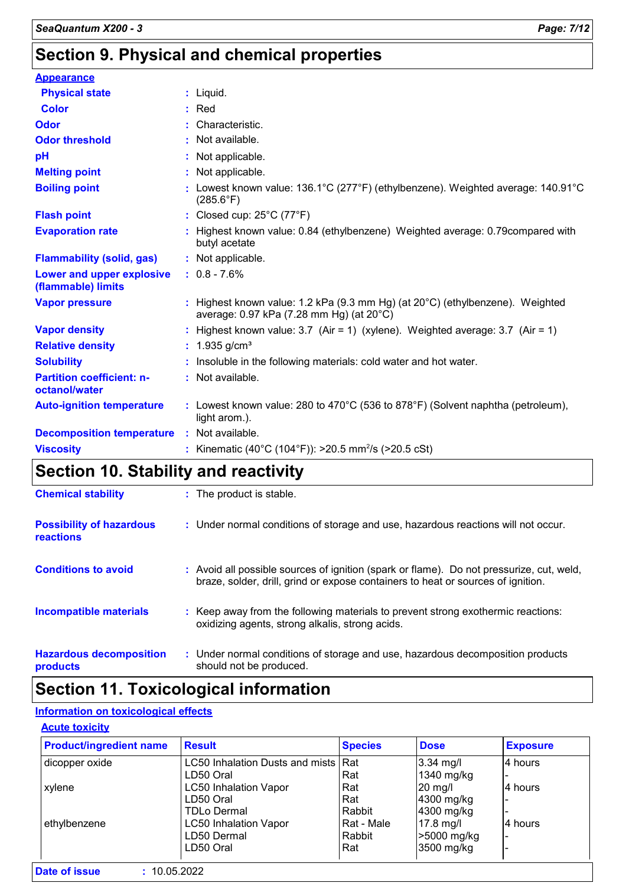## Section 9. Physical and chemical properties

**Appearance**

| | | |
|---|---|---|
| **Physical state** | : | Liquid. |
| **Color** | : | Red |
| **Odor** | : | Characteristic. |
| **Odor threshold** | : | Not available. |
| **pH** | : | Not applicable. |
| **Melting point** | : | Not applicable. |
| **Boiling point** | : | Lowest known value: 136.1°C (277°F) (ethylbenzene). Weighted average: 140.91°C (285.6°F) |
| **Flash point** | : | Closed cup: 25°C (77°F) |
| **Evaporation rate** | : | Highest known value: 0.84 (ethylbenzene) Weighted average: 0.79compared with butyl acetate |
| **Flammability (solid, gas)** | : | Not applicable. |
| **Lower and upper explosive (flammable) limits** | : | 0.8 - 7.6% |
| **Vapor pressure** | : | Highest known value: 1.2 kPa (9.3 mm Hg) (at 20°C) (ethylbenzene). Weighted average: 0.97 kPa (7.28 mm Hg) (at 20°C) |
| **Vapor density** | : | Highest known value: 3.7 (Air = 1) (xylene). Weighted average: 3.7 (Air = 1) |
| **Relative density** | : | 1.935 g/cm³ |
| **Solubility** | : | Insoluble in the following materials: cold water and hot water. |
| **Partition coefficient: n-octanol/water** | : | Not available. |
| **Auto-ignition temperature** | : | Lowest known value: 280 to 470°C (536 to 878°F) (Solvent naphtha (petroleum), light arom.). |
| **Decomposition temperature** | : | Not available. |
| **Viscosity** | : | Kinematic (40°C (104°F)): >20.5 mm²/s (>20.5 cSt) |

## Section 10. Stability and reactivity

| | | |
|---|---|---|
| **Chemical stability** | : | The product is stable. |
| **Possibility of hazardous reactions** | : | Under normal conditions of storage and use, hazardous reactions will not occur. |
| **Conditions to avoid** | : | Avoid all possible sources of ignition (spark or flame). Do not pressurize, cut, weld, braze, solder, drill, grind or expose containers to heat or sources of ignition. |
| **Incompatible materials** | : | Keep away from the following materials to prevent strong exothermic reactions: oxidizing agents, strong alkalis, strong acids. |
| **Hazardous decomposition products** | : | Under normal conditions of storage and use, hazardous decomposition products should not be produced. |

## Section 11. Toxicological information

**Information on toxicological effects**

**Acute toxicity**

| Product/ingredient name | Result | Species | Dose | Exposure |
|---|---|---|---|---|
| dicopper oxide | LC50 Inhalation Dusts and mists | Rat | 3.34 mg/l | 4 hours |
| | LD50 Oral | Rat | 1340 mg/kg | - |
| xylene | LC50 Inhalation Vapor | Rat | 20 mg/l | 4 hours |
| | LD50 Oral | Rat | 4300 mg/kg | - |
| | TDLo Dermal | Rabbit | 4300 mg/kg | - |
| ethylbenzene | LC50 Inhalation Vapor | Rat - Male | 17.8 mg/l | 4 hours |
| | LD50 Dermal | Rabbit | >5000 mg/kg | - |
| | LD50 Oral | Rat | 3500 mg/kg | - |

**Date of issue** : 10.05.2022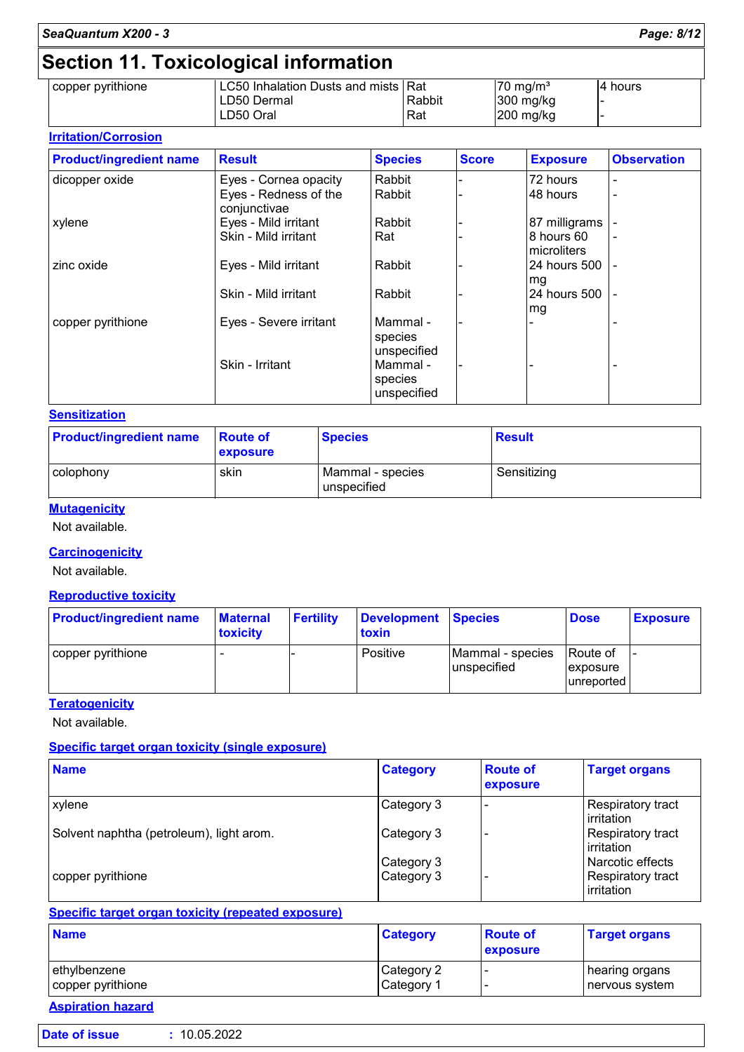# Section 11. Toxicological information

| | | | | |
|---|---|---|---|---|
| copper pyrithione | LC50 Inhalation Dusts and mists | Rat | 70 mg/m³ | 4 hours |
| | LD50 Dermal | Rabbit | 300 mg/kg | - |
| | LD50 Oral | Rat | 200 mg/kg | - |

### Irritation/Corrosion

| Product/ingredient name | Result | Species | Score | Exposure | Observation |
|---|---|---|---|---|---|
| dicopper oxide | Eyes - Cornea opacity | Rabbit | - | 72 hours | - |
| | Eyes - Redness of the conjunctivae | Rabbit | - | 48 hours | - |
| xylene | Eyes - Mild irritant | Rabbit | - | 87 milligrams | - |
| | Skin - Mild irritant | Rat | - | 8 hours 60 microliters | - |
| zinc oxide | Eyes - Mild irritant | Rabbit | - | 24 hours 500 mg | - |
| | Skin - Mild irritant | Rabbit | - | 24 hours 500 mg | - |
| copper pyrithione | Eyes - Severe irritant | Mammal - species unspecified | - | - | - |
| | Skin - Irritant | Mammal - species unspecified | - | - | - |

### Sensitization

| Product/ingredient name | Route of exposure | Species | Result |
|---|---|---|---|
| colophony | skin | Mammal - species unspecified | Sensitizing |

### Mutagenicity

Not available.

### Carcinogenicity

Not available.

### Reproductive toxicity

| Product/ingredient name | Maternal toxicity | Fertility | Development toxin | Species | Dose | Exposure |
|---|---|---|---|---|---|---|
| copper pyrithione | - | - | Positive | Mammal - species unspecified | Route of exposure unreported | - |

### Teratogenicity

Not available.

### Specific target organ toxicity (single exposure)

| Name | Category | Route of exposure | Target organs |
|---|---|---|---|
| xylene | Category 3 | - | Respiratory tract irritation |
| Solvent naphtha (petroleum), light arom. | Category 3 | - | Respiratory tract irritation |
| | Category 3 | | Narcotic effects |
| copper pyrithione | Category 3 | - | Respiratory tract irritation |

### Specific target organ toxicity (repeated exposure)

| Name | Category | Route of exposure | Target organs |
|---|---|---|---|
| ethylbenzene | Category 2 | - | hearing organs |
| copper pyrithione | Category 1 | - | nervous system |

### Aspiration hazard

**Date of issue** : 10.05.2022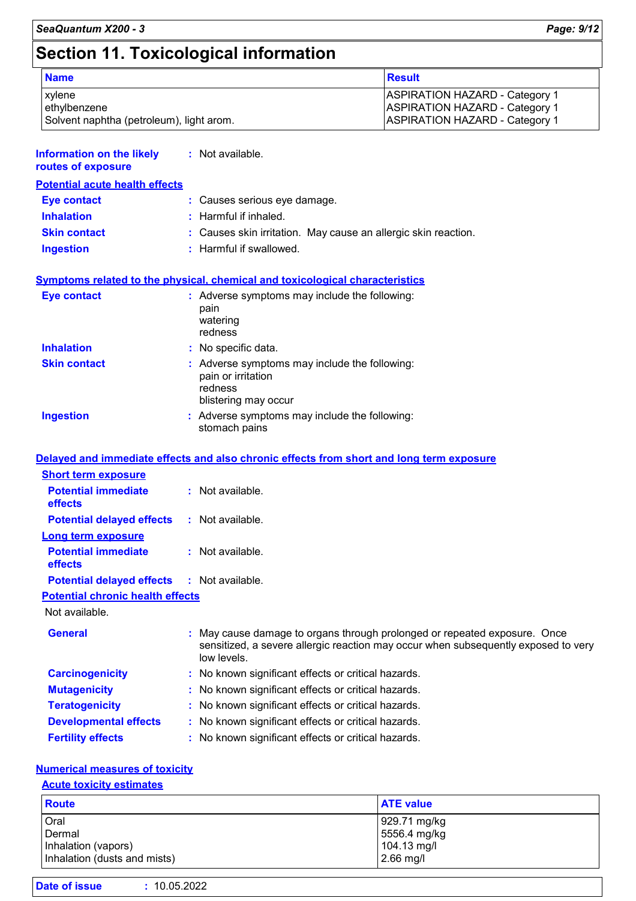# Section 11. Toxicological information

| Name | Result |
|---|---|
| xylene<br>ethylbenzene<br>Solvent naphtha (petroleum), light arom. | ASPIRATION HAZARD - Category 1<br>ASPIRATION HAZARD - Category 1<br>ASPIRATION HAZARD - Category 1 |

**Information on the likely routes of exposure** : Not available.

**Potential acute health effects**

**Eye contact** : Causes serious eye damage.

**Inhalation** : Harmful if inhaled.

**Skin contact** : Causes skin irritation. May cause an allergic skin reaction.

**Ingestion** : Harmful if swallowed.

**Symptoms related to the physical, chemical and toxicological characteristics**

**Eye contact** : Adverse symptoms may include the following:
pain
watering
redness

**Inhalation** : No specific data.

**Skin contact** : Adverse symptoms may include the following:
pain or irritation
redness
blistering may occur

**Ingestion** : Adverse symptoms may include the following:
stomach pains

**Delayed and immediate effects and also chronic effects from short and long term exposure**

**Short term exposure**

**Potential immediate effects** : Not available.

**Potential delayed effects** : Not available.

**Long term exposure**

**Potential immediate effects** : Not available.

**Potential delayed effects** : Not available.

**Potential chronic health effects**

Not available.

**General** : May cause damage to organs through prolonged or repeated exposure. Once sensitized, a severe allergic reaction may occur when subsequently exposed to very low levels.

**Carcinogenicity** : No known significant effects or critical hazards.

**Mutagenicity** : No known significant effects or critical hazards.

**Teratogenicity** : No known significant effects or critical hazards.

**Developmental effects** : No known significant effects or critical hazards.

**Fertility effects** : No known significant effects or critical hazards.

**Numerical measures of toxicity**

**Acute toxicity estimates**

| Route | ATE value |
|---|---|
| Oral | 929.71 mg/kg |
| Dermal | 5556.4 mg/kg |
| Inhalation (vapors) | 104.13 mg/l |
| Inhalation (dusts and mists) | 2.66 mg/l |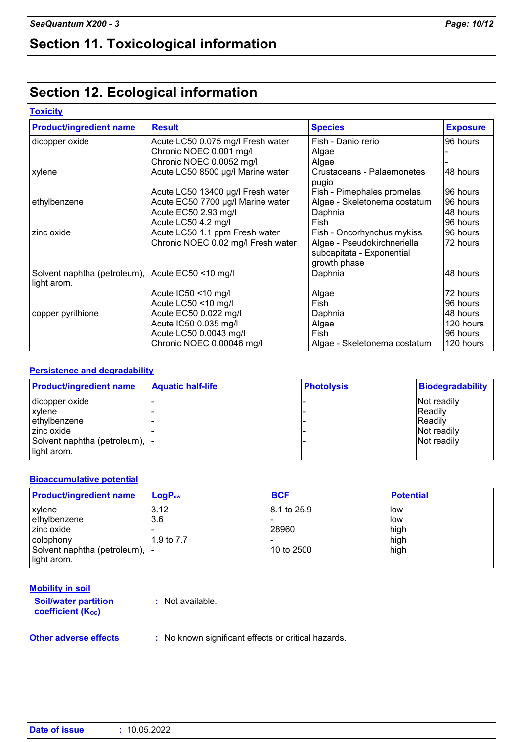## Section 11. Toxicological information

## Section 12. Ecological information

### Toxicity

| Product/ingredient name | Result | Species | Exposure |
|---|---|---|---|
| dicopper oxide | Acute LC50 0.075 mg/l Fresh water | Fish - Danio rerio | 96 hours |
| | Chronic NOEC 0.001 mg/l | Algae | - |
| | Chronic NOEC 0.0052 mg/l | Algae | - |
| xylene | Acute LC50 8500 µg/l Marine water | Crustaceans - Palaemonetes pugio | 48 hours |
| | Acute LC50 13400 µg/l Fresh water | Fish - Pimephales promelas | 96 hours |
| ethylbenzene | Acute EC50 7700 µg/l Marine water | Algae - Skeletonema costatum | 96 hours |
| | Acute EC50 2.93 mg/l | Daphnia | 48 hours |
| | Acute LC50 4.2 mg/l | Fish | 96 hours |
| zinc oxide | Acute LC50 1.1 ppm Fresh water | Fish - Oncorhynchus mykiss | 96 hours |
| | Chronic NOEC 0.02 mg/l Fresh water | Algae - Pseudokirchneriella subcapitata - Exponential growth phase | 72 hours |
| Solvent naphtha (petroleum), light arom. | Acute EC50 <10 mg/l | Daphnia | 48 hours |
| | Acute IC50 <10 mg/l | Algae | 72 hours |
| | Acute LC50 <10 mg/l | Fish | 96 hours |
| copper pyrithione | Acute EC50 0.022 mg/l | Daphnia | 48 hours |
| | Acute IC50 0.035 mg/l | Algae | 120 hours |
| | Acute LC50 0.0043 mg/l | Fish | 96 hours |
| | Chronic NOEC 0.00046 mg/l | Algae - Skeletonema costatum | 120 hours |

### Persistence and degradability

| Product/ingredient name | Aquatic half-life | Photolysis | Biodegradability |
|---|---|---|---|
| dicopper oxide | - | - | Not readily |
| xylene | - | - | Readily |
| ethylbenzene | - | - | Readily |
| zinc oxide | - | - | Not readily |
| Solvent naphtha (petroleum), light arom. | - | - | Not readily |

### Bioaccumulative potential

| Product/ingredient name | $LogP_{ow}$ | BCF | Potential |
|---|---|---|---|
| xylene | 3.12 | 8.1 to 25.9 | low |
| ethylbenzene | 3.6 | - | low |
| zinc oxide | - | 28960 | high |
| colophony | 1.9 to 7.7 | - | high |
| Solvent naphtha (petroleum), light arom. | - | 10 to 2500 | high |

### Mobility in soil

**Soil/water partition coefficient ($K_{OC}$)** : Not available.

**Other adverse effects** : No known significant effects or critical hazards.

**Date of issue** : 10.05.2022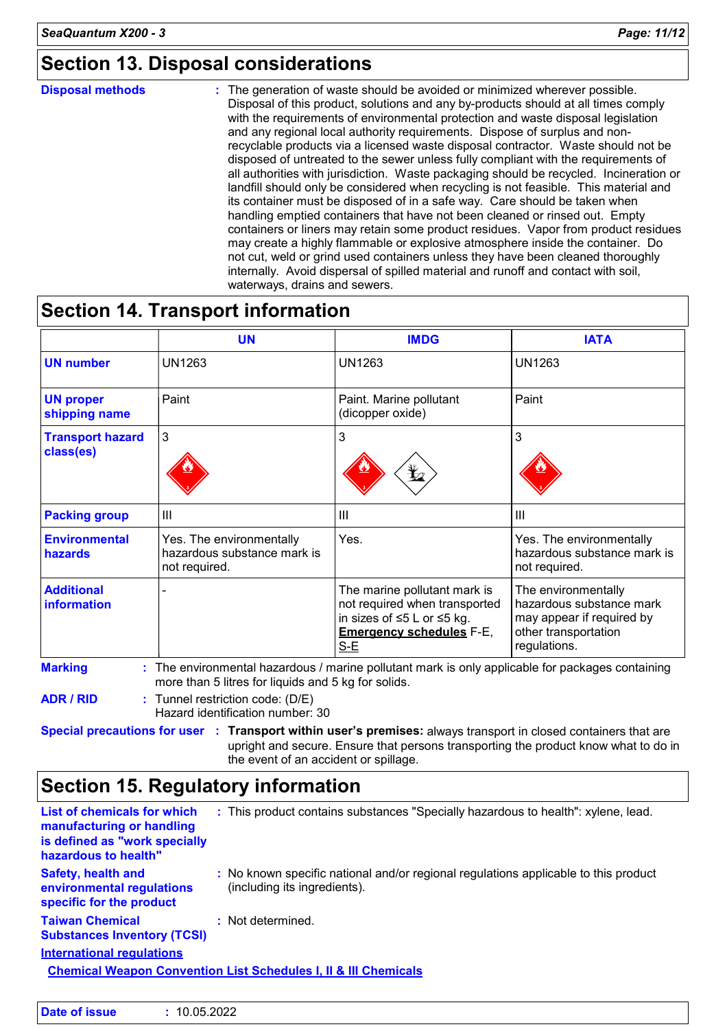## Section 13. Disposal considerations

**Disposal methods** : The generation of waste should be avoided or minimized wherever possible. Disposal of this product, solutions and any by-products should at all times comply with the requirements of environmental protection and waste disposal legislation and any regional local authority requirements. Dispose of surplus and non-recyclable products via a licensed waste disposal contractor. Waste should not be disposed of untreated to the sewer unless fully compliant with the requirements of all authorities with jurisdiction. Waste packaging should be recycled. Incineration or landfill should only be considered when recycling is not feasible. This material and its container must be disposed of in a safe way. Care should be taken when handling emptied containers that have not been cleaned or rinsed out. Empty containers or liners may retain some product residues. Vapor from product residues may create a highly flammable or explosive atmosphere inside the container. Do not cut, weld or grind used containers unless they have been cleaned thoroughly internally. Avoid dispersal of spilled material and runoff and contact with soil, waterways, drains and sewers.

## Section 14. Transport information

| | UN | IMDG | IATA |
|---|---|---|---|
| **UN number** | UN1263 | UN1263 | UN1263 |
| **UN proper shipping name** | Paint | Paint. Marine pollutant (dicopper oxide) | Paint |
| **Transport hazard class(es)** | 3 | 3 | 3 |
| **Packing group** | III | III | III |
| **Environmental hazards** | Yes. The environmentally hazardous substance mark is not required. | Yes. | Yes. The environmentally hazardous substance mark is not required. |
| **Additional information** | - | The marine pollutant mark is not required when transported in sizes of ≤5 L or ≤5 kg. **Emergency schedules** F-E, S-E | The environmentally hazardous substance mark may appear if required by other transportation regulations. |

**Marking** : The environmental hazardous / marine pollutant mark is only applicable for packages containing more than 5 litres for liquids and 5 kg for solids.

**ADR / RID** : Tunnel restriction code: (D/E)
Hazard identification number: 30

**Special precautions for user** : **Transport within user's premises:** always transport in closed containers that are upright and secure. Ensure that persons transporting the product know what to do in the event of an accident or spillage.

## Section 15. Regulatory information

**List of chemicals for which manufacturing or handling is defined as "work specially hazardous to health"** : This product contains substances "Specially hazardous to health": xylene, lead.

**Safety, health and environmental regulations specific for the product** : No known specific national and/or regional regulations applicable to this product (including its ingredients).

**Taiwan Chemical Substances Inventory (TCSI)** : Not determined.

**International regulations**

**Chemical Weapon Convention List Schedules I, II & III Chemicals**

**Date of issue** : 10.05.2022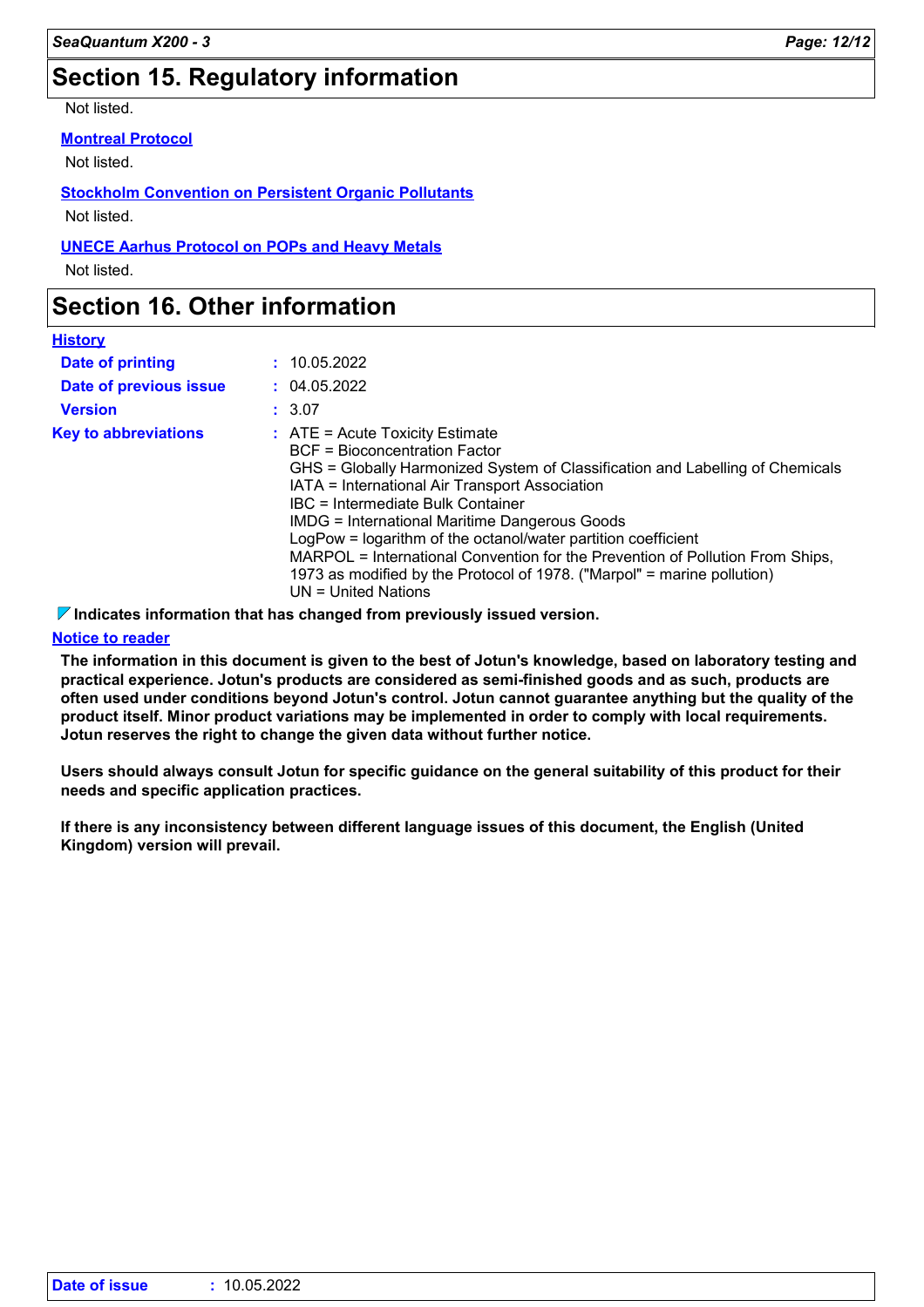## Section 15. Regulatory information

Not listed.

**Montreal Protocol**

Not listed.

**Stockholm Convention on Persistent Organic Pollutants**

Not listed.

**UNECE Aarhus Protocol on POPs and Heavy Metals**

Not listed.

## Section 16. Other information

**History**

**Date of printing** : 10.05.2022

**Date of previous issue** : 04.05.2022

**Version** : 3.07

**Key to abbreviations** : ATE = Acute Toxicity Estimate
BCF = Bioconcentration Factor
GHS = Globally Harmonized System of Classification and Labelling of Chemicals
IATA = International Air Transport Association
IBC = Intermediate Bulk Container
IMDG = International Maritime Dangerous Goods
LogPow = logarithm of the octanol/water partition coefficient
MARPOL = International Convention for the Prevention of Pollution From Ships, 1973 as modified by the Protocol of 1978. ("Marpol" = marine pollution)
UN = United Nations

**Indicates information that has changed from previously issued version.**

**Notice to reader**

**The information in this document is given to the best of Jotun's knowledge, based on laboratory testing and practical experience. Jotun's products are considered as semi-finished goods and as such, products are often used under conditions beyond Jotun's control. Jotun cannot guarantee anything but the quality of the product itself. Minor product variations may be implemented in order to comply with local requirements. Jotun reserves the right to change the given data without further notice.**

**Users should always consult Jotun for specific guidance on the general suitability of this product for their needs and specific application practices.**

**If there is any inconsistency between different language issues of this document, the English (United Kingdom) version will prevail.**